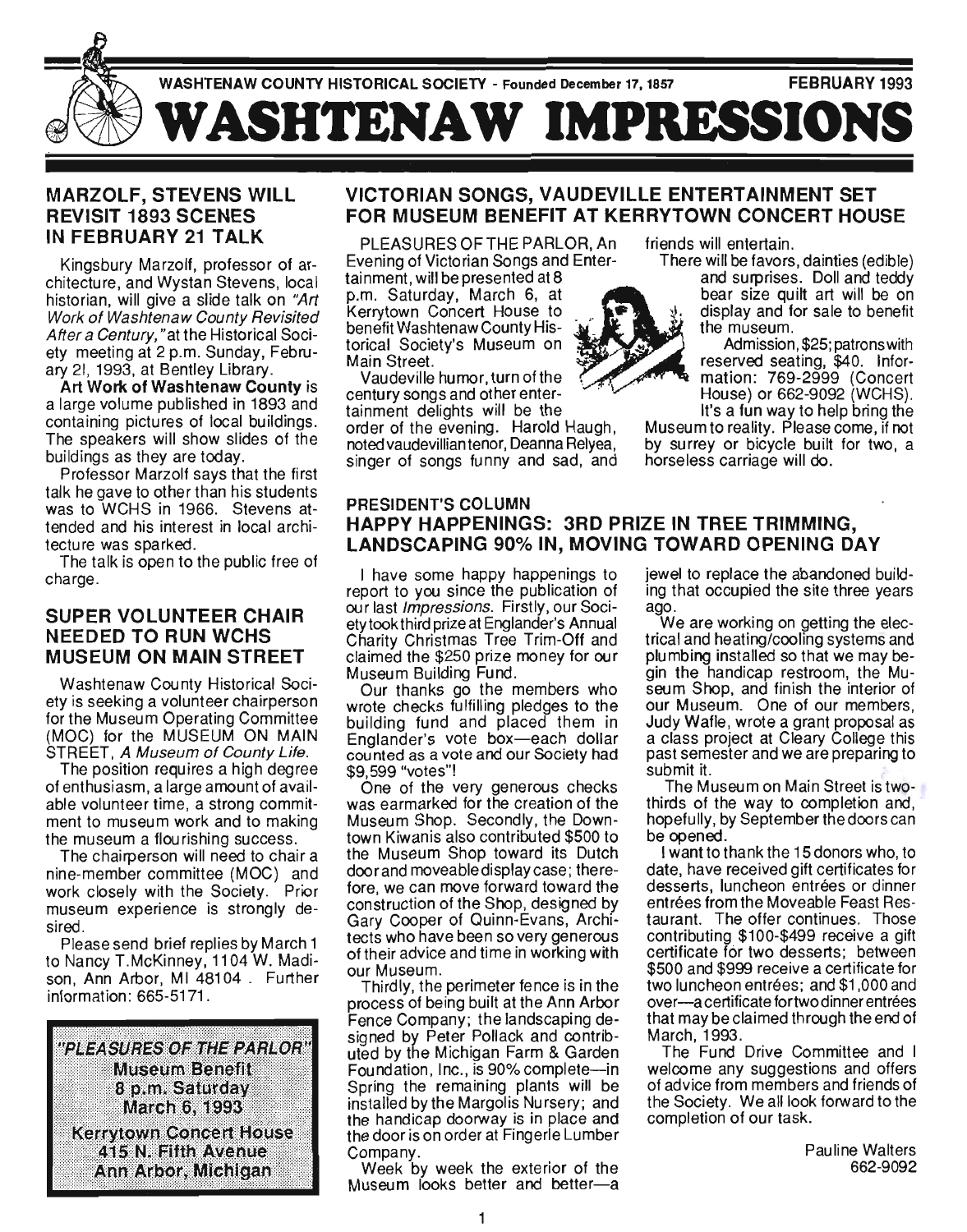WASHTENAW COUNTY HISTORICAL SOCIETY - Founded December 17, 1857 FEBRUARY 1993

# WASHTENAW IMPRESSIONS

## MARZOLF, STEVENS WILL REVISIT 1893 SCENES IN FEBRUARY 21 TALK

Kingsbury Marzolf, professor of architecture, and Wystan Stevens, local historian, will give a slide talk on *"Art Work of Washtenaw County Revisited After a Century,"* at the Historical Society meeting at 2 p.m. Sunday, February 21, 1993, at Bentley Library.

**Art Work of Washtenaw County** is a large volume published in 1893 and containing pictures of local buildings. The speakers will show slides of the buildings as they are today.

Professor Marzolf says that the first talk he gave to other than his students was to WCHS in 1966. Stevens attended and his interest in local architecture was sparked.

The talk is open to the public free of charge.

## SUPER VOLUNTEER CHAIR NEEDED TO RUN WCHS MUSEUM ON MAIN STREET

Washtenaw County Historical Society is seeking a volunteer chairperson for the Museum Operating Committee (MOC) for the MUSEUM ON MAIN STREET, *A Museum of County Life*.

The position requires a high degree of enthusiasm, a large amount of available volunteer time, a strong commitment to museum work and to making the museum a flourishing success.

The chairperson will need to chair a nine-member committee (MOC) and work closely with the Society. Prior museum experience is strongly desired.

Please send brief replies by March 1 to Nancy T. McKinney, 1104 W. Madison, Ann Arbor, MI 48104. Further information: 665-5171.

> "PLEASURES OF THE PARLOR"
> Museum Benefit
> 8 p.m. Saturday
> March 6, 1993
> Kerrytown Concert House
> 415 N. Fifth Avenue
> Ann Arbor, Michigan

## VICTORIAN SONGS, VAUDEVILLE ENTERTAINMENT SET FOR MUSEUM BENEFIT AT KERRYTOWN CONCERT HOUSE

PLEASURES OF THE PARLOR, An Evening of Victorian Songs and Entertainment, will be presented at 8 p.m. Saturday, March 6, at Kerrytown Concert House to benefit Washtenaw County Historical Society's Museum on Main Street.

Vaudeville humor, turn of the century songs and other entertainment delights will be the order of the evening. Harold Haugh, noted vaudevillian tenor, Deanna Relyea, singer of songs funny and sad, and friends will entertain.

There will be favors, dainties (edible) and surprises. Doll and teddy bear size quilt art will be on display and for sale to benefit the museum.

Admission, $25; patrons with reserved seating, $40. Information: 769-2999 (Concert House) or 662-9092 (WCHS).

It's a fun way to help bring the Museum to reality. Please come, if not by surrey or bicycle built for two, a horseless carriage will do.

## PRESIDENT'S COLUMN
## HAPPY HAPPENINGS: 3RD PRIZE IN TREE TRIMMING, LANDSCAPING 90% IN, MOVING TOWARD OPENING DAY

I have some happy happenings to report to you since the publication of our last *Impressions*. Firstly, our Society took third prize at Englander's Annual Charity Christmas Tree Trim-Off and claimed the $250 prize money for our Museum Building Fund.

Our thanks go the members who wrote checks fulfilling pledges to the building fund and placed them in Englander's vote box—each dollar counted as a vote and our Society had $9,599 "votes"!

One of the very generous checks was earmarked for the creation of the Museum Shop. Secondly, the Downtown Kiwanis also contributed $500 to the Museum Shop toward its Dutch door and moveable display case; therefore, we can move forward toward the construction of the Shop, designed by Gary Cooper of Quinn-Evans, Architects who have been so very generous of their advice and time in working with our Museum.

Thirdly, the perimeter fence is in the process of being built at the Ann Arbor Fence Company; the landscaping designed by Peter Pollack and contributed by the Michigan Farm & Garden Foundation, Inc., is 90% complete—in Spring the remaining plants will be installed by the Margolis Nursery; and the handicap doorway is in place and the door is on order at Fingerle Lumber Company.

Week by week the exterior of the Museum looks better and better—a jewel to replace the abandoned building that occupied the site three years ago.

We are working on getting the electrical and heating/cooling systems and plumbing installed so that we may begin the handicap restroom, the Museum Shop, and finish the interior of our Museum. One of our members, Judy Wafle, wrote a grant proposal as a class project at Cleary College this past semester and we are preparing to submit it.

The Museum on Main Street is two-thirds of the way to completion and, hopefully, by September the doors can be opened.

I want to thank the 15 donors who, to date, have received gift certificates for desserts, luncheon entrées or dinner entrées from the Moveable Feast Restaurant. The offer continues. Those contributing $100-$499 receive a gift certificate for two desserts; between $500 and $999 receive a certificate for two luncheon entrées; and $1,000 and over—a certificate for two dinner entrées that may be claimed through the end of March, 1993.

The Fund Drive Committee and I welcome any suggestions and offers of advice from members and friends of the Society. We all look forward to the completion of our task.

Pauline Walters
662-9092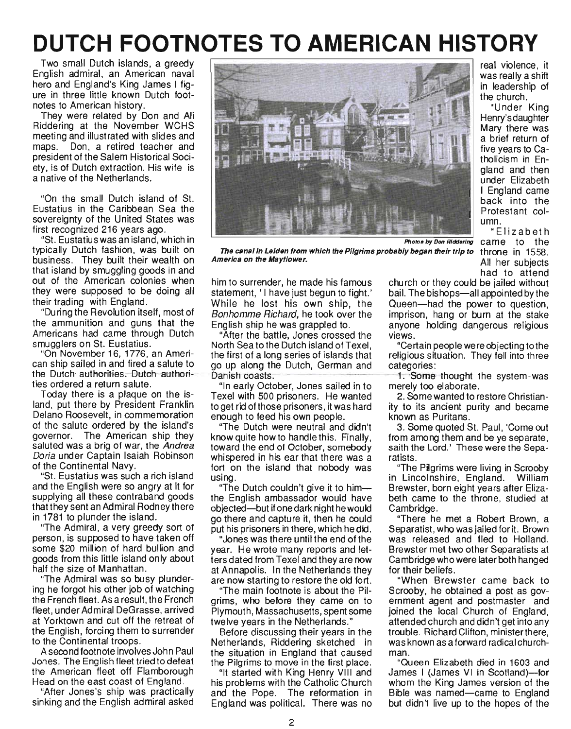# DUTCH FOOTNOTES TO AMERICAN HISTORY

Two small Dutch islands, a greedy English admiral, an American naval hero and England's King James I figure in three little known Dutch footnotes to American history.

They were related by Don and Ali Riddering at the November WCHS meeting and illustrated with slides and maps. Don, a retired teacher and president of the Salem Historical Society, is of Dutch extraction. His wife is a native of the Netherlands.

"On the small Dutch island of St. Eustatius in the Caribbean Sea the sovereignty of the United States was first recognized 216 years ago.

"St. Eustatius was an island, which in typically Dutch fashion, was built on business. They built their wealth on that island by smuggling goods in and out of the American colonies when they were supposed to be doing all their trading with England.

"During the Revolution itself, most of the ammunition and guns that the Americans had came through Dutch smugglers on St. Eustatius.

"On November 16, 1776, an American ship sailed in and fired a salute to the Dutch authorities. Dutch authorities ordered a return salute.

Today there is a plaque on the island, put there by President Franklin Delano Roosevelt, in commemoration of the salute ordered by the island's governor. The American ship they saluted was a brig of war, the *Andrea Doria* under Captain Isaiah Robinson of the Continental Navy.

"St. Eustatius was such a rich island and the English were so angry at it for supplying all these contraband goods that they sent an Admiral Rodney there in 1781 to plunder the island.

"The Admiral, a very greedy sort of person, is supposed to have taken off some $20 million of hard bullion and goods from this little island only about half the size of Manhattan.

"The Admiral was so busy plundering he forgot his other job of watching the French fleet. As a result, the French fleet, under Admiral DeGrasse, arrived at Yorktown and cut off the retreat of the English, forcing them to surrender to the Continental troops.

A second footnote involves John Paul Jones. The English fleet tried to defeat the American fleet off Flamborough Head on the east coast of England.

"After Jones's ship was practically sinking and the English admiral asked him to surrender, he made his famous statement, 'I have just begun to fight.' While he lost his own ship, the *Bonhomme Richard*, he took over the English ship he was grappled to.

"After the battle, Jones crossed the North Sea to the Dutch island of Texel, the first of a long series of islands that go up along the Dutch, German and Danish coasts.

"In early October, Jones sailed in to Texel with 500 prisoners. He wanted to get rid of those prisoners, it was hard enough to feed his own people.

"The Dutch were neutral and didn't know quite how to handle this. Finally, toward the end of October, somebody whispered in his ear that there was a fort on the island that nobody was using.

"The Dutch couldn't give it to him—the English ambassador would have objected—but if one dark night he would go there and capture it, then he could put his prisoners in there, which he did.

"Jones was there until the end of the year. He wrote many reports and letters dated from Texel and they are now at Annapolis. In the Netherlands they are now starting to restore the old fort.

"The main footnote is about the Pilgrims, who before they came on to Plymouth, Massachusetts, spent some twelve years in the Netherlands."

Before discussing their years in the Netherlands, Riddering sketched in the situation in England that caused the Pilgrims to move in the first place.

"It started with King Henry VIII and his problems with the Catholic Church and the Pope. The reformation in England was political. There was no real violence, it was really a shift in leadership of the church.

"Under King Henry's daughter Mary there was a brief return of five years to Catholicism in England and then under Elizabeth I England came back into the Protestant column.

"Elizabeth came to the throne in 1558. All her subjects had to attend church or they could be jailed without bail. The bishops—all appointed by the Queen—had the power to question, imprison, hang or burn at the stake anyone holding dangerous religious views.

"Certain people were objecting to the religious situation. They fell into three categories:

1. Some thought the system was merely too elaborate.
2. Some wanted to restore Christianity to its ancient purity and became known as Puritans.
3. Some quoted St. Paul, 'Come out from among them and be ye separate, saith the Lord.' These were the Separatists.

"The Pilgrims were living in Scrooby in Lincolnshire, England. William Brewster, born eight years after Elizabeth came to the throne, studied at Cambridge.

"There he met a Robert Brown, a Separatist, who was jailed for it. Brown was released and fled to Holland. Brewster met two other Separatists at Cambridge who were later both hanged for their beliefs.

"When Brewster came back to Scrooby, he obtained a post as government agent and postmaster and joined the local Church of England, attended church and didn't get into any trouble. Richard Clifton, minister there, was known as a forward radical churchman.

"Queen Elizabeth died in 1603 and James I (James VI in Scotland)—for whom the King James version of the Bible was named—came to England but didn't live up to the hopes of the

Photos by Don Riddering

*The canal in Leiden from which the Pilgrims probably began their trip to America on the Mayflower.*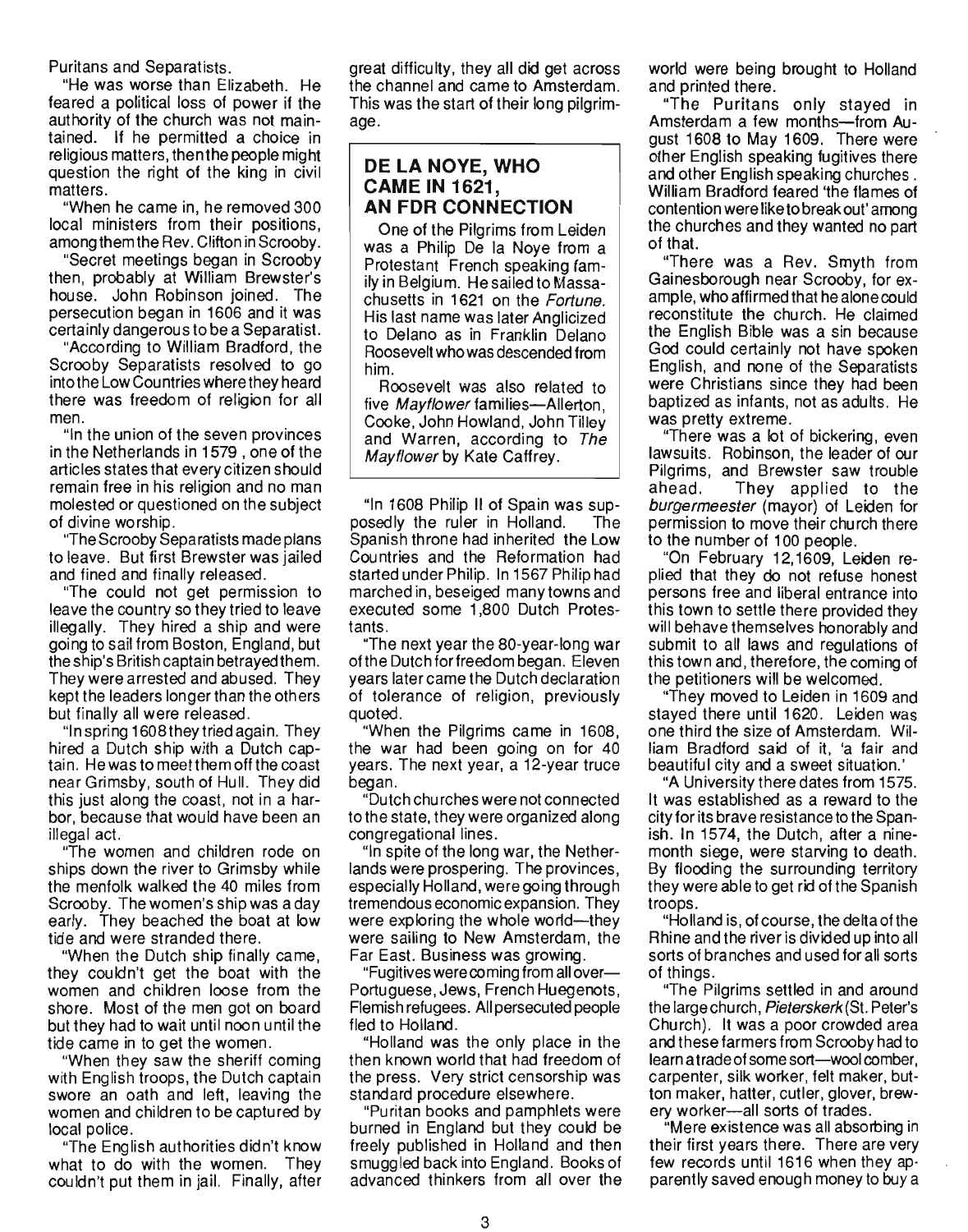Puritans and Separatists.

"He was worse than Elizabeth. He feared a political loss of power if the authority of the church was not maintained. If he permitted a choice in religious matters, then the people might question the right of the king in civil matters.

"When he came in, he removed 300 local ministers from their positions, among them the Rev. Clifton in Scrooby.

"Secret meetings began in Scrooby then, probably at William Brewster's house. John Robinson joined. The persecution began in 1606 and it was certainly dangerous to be a Separatist.

"According to William Bradford, the Scrooby Separatists resolved to go into the Low Countries where they heard there was freedom of religion for all men.

"In the union of the seven provinces in the Netherlands in 1579 , one of the articles states that every citizen should remain free in his religion and no man molested or questioned on the subject of divine worship.

"The Scrooby Separatists made plans to leave. But first Brewster was jailed and fined and finally released.

"The could not get permission to leave the country so they tried to leave illegally. They hired a ship and were going to sail from Boston, England, but the ship's British captain betrayed them. They were arrested and abused. They kept the leaders longer than the others but finally all were released.

"In spring 1608 they tried again. They hired a Dutch ship with a Dutch captain. He was to meet them off the coast near Grimsby, south of Hull. They did this just along the coast, not in a harbor, because that would have been an illegal act.

"The women and children rode on ships down the river to Grimsby while the menfolk walked the 40 miles from Scrooby. The women's ship was a day early. They beached the boat at low tide and were stranded there.

"When the Dutch ship finally came, they couldn't get the boat with the women and children loose from the shore. Most of the men got on board but they had to wait until noon until the tide came in to get the women.

"When they saw the sheriff coming with English troops, the Dutch captain swore an oath and left, leaving the women and children to be captured by local police.

"The English authorities didn't know what to do with the women. They couldn't put them in jail. Finally, after great difficulty, they all did get across the channel and came to Amsterdam. This was the start of their long pilgrimage.

## DE LA NOYE, WHO CAME IN 1621, AN FDR CONNECTION

One of the Pilgrims from Leiden was a Philip De la Noye from a Protestant French speaking family in Belgium. He sailed to Massachusetts in 1621 on the *Fortune*. His last name was later Anglicized to Delano as in Franklin Delano Roosevelt who was descended from him.

Roosevelt was also related to five *Mayflower* families—Allerton, Cooke, John Howland, John Tilley and Warren, according to *The Mayflower* by Kate Caffrey.

"In 1608 Philip II of Spain was supposedly the ruler in Holland. The Spanish throne had inherited the Low Countries and the Reformation had started under Philip. In 1567 Philip had marched in, beseiged many towns and executed some 1,800 Dutch Protestants.

"The next year the 80-year-long war of the Dutch for freedom began. Eleven years later came the Dutch declaration of tolerance of religion, previously quoted.

"When the Pilgrims came in 1608, the war had been going on for 40 years. The next year, a 12-year truce began.

"Dutch churches were not connected to the state, they were organized along congregational lines.

"In spite of the long war, the Netherlands were prospering. The provinces, especially Holland, were going through tremendous economic expansion. They were exploring the whole world—they were sailing to New Amsterdam, the Far East. Business was growing.

"Fugitives were coming from all over—Portuguese, Jews, French Huegenots, Flemish refugees. All persecuted people fled to Holland.

"Holland was the only place in the then known world that had freedom of the press. Very strict censorship was standard procedure elsewhere.

"Puritan books and pamphlets were burned in England but they could be freely published in Holland and then smuggled back into England. Books of advanced thinkers from all over the world were being brought to Holland and printed there.

"The Puritans only stayed in Amsterdam a few months—from August 1608 to May 1609. There were other English speaking fugitives there and other English speaking churches . William Bradford feared 'the flames of contention were like to break out' among the churches and they wanted no part of that.

"There was a Rev. Smyth from Gainesborough near Scrooby, for example, who affirmed that he alone could reconstitute the church. He claimed the English Bible was a sin because God could certainly not have spoken English, and none of the Separatists were Christians since they had been baptized as infants, not as adults. He was pretty extreme.

"There was a lot of bickering, even lawsuits. Robinson, the leader of our Pilgrims, and Brewster saw trouble ahead. They applied to the *burgermeester* (mayor) of Leiden for permission to move their church there to the number of 100 people.

"On February 12,1609, Leiden replied that they do not refuse honest persons free and liberal entrance into this town to settle there provided they will behave themselves honorably and submit to all laws and regulations of this town and, therefore, the coming of the petitioners will be welcomed.

"They moved to Leiden in 1609 and stayed there until 1620. Leiden was one third the size of Amsterdam. William Bradford said of it, 'a fair and beautiful city and a sweet situation.'

"A University there dates from 1575. It was established as a reward to the city for its brave resistance to the Spanish. In 1574, the Dutch, after a nine-month siege, were starving to death. By flooding the surrounding territory they were able to get rid of the Spanish troops.

"Holland is, of course, the delta of the Rhine and the river is divided up into all sorts of branches and used for all sorts of things.

"The Pilgrims settled in and around the large church, *Pieterskerk* (St. Peter's Church). It was a poor crowded area and these farmers from Scrooby had to learn a trade of some sort—wool comber, carpenter, silk worker, felt maker, button maker, hatter, cutler, glover, brewery worker—all sorts of trades.

"Mere existence was all absorbing in their first years there. There are very few records until 1616 when they apparently saved enough money to buy a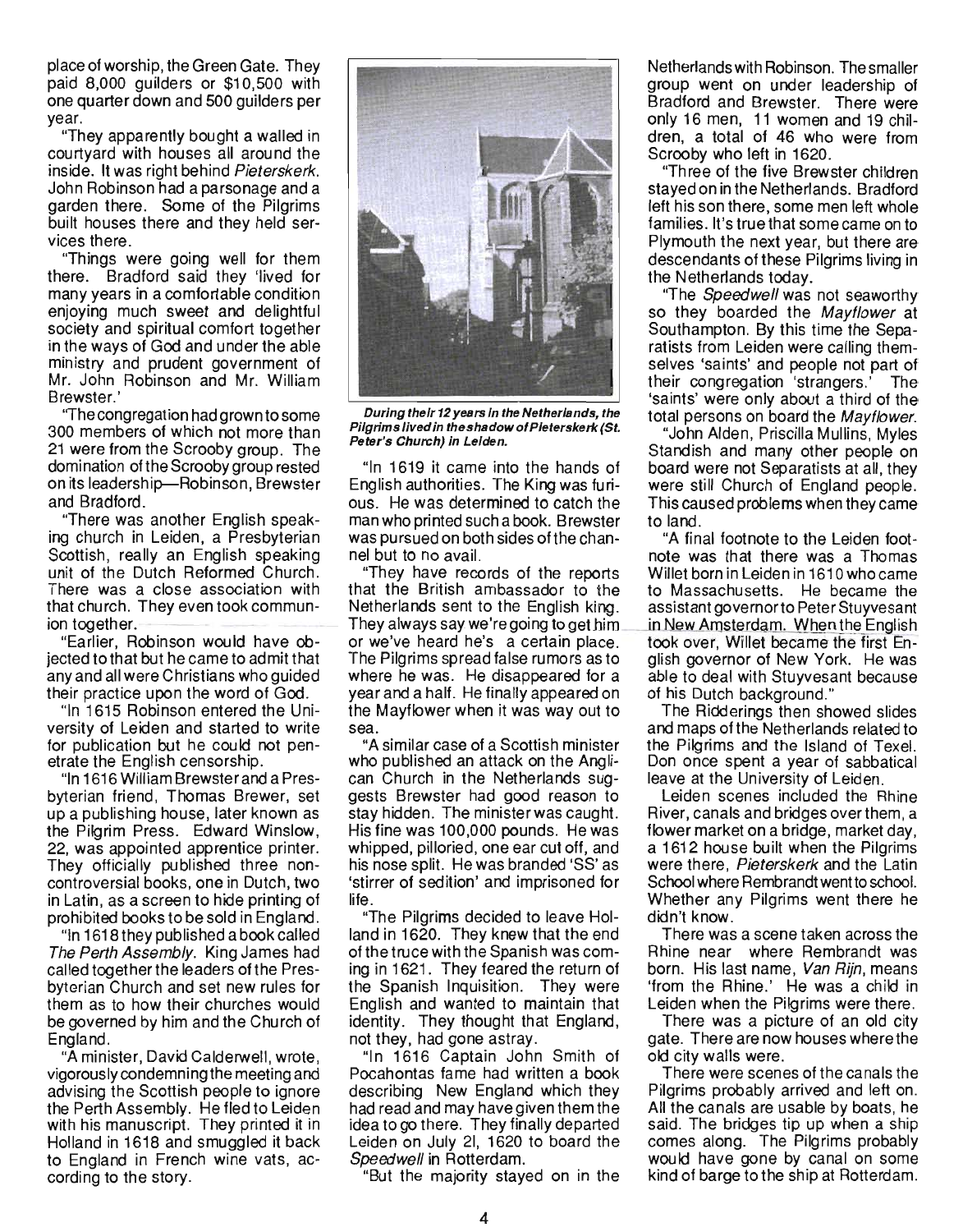place of worship, the Green Gate. They paid 8,000 guilders or $10,500 with one quarter down and 500 guilders per year.

"They apparently bought a walled in courtyard with houses all around the inside. It was right behind *Pieterskerk*. John Robinson had a parsonage and a garden there. Some of the Pilgrims built houses there and they held services there.

"Things were going well for them there. Bradford said they 'lived for many years in a comfortable condition enjoying much sweet and delightful society and spiritual comfort together in the ways of God and under the able ministry and prudent government of Mr. John Robinson and Mr. William Brewster.'

"The congregation had grown to some 300 members of which not more than 21 were from the Scrooby group. The domination of the Scrooby group rested on its leadership—Robinson, Brewster and Bradford.

"There was another English speaking church in Leiden, a Presbyterian Scottish, really an English speaking unit of the Dutch Reformed Church. There was a close association with that church. They even took communion together.

"Earlier, Robinson would have objected to that but he came to admit that any and all were Christians who guided their practice upon the word of God.

"In 1615 Robinson entered the University of Leiden and started to write for publication but he could not penetrate the English censorship.

"In 1616 William Brewster and a Presbyterian friend, Thomas Brewer, set up a publishing house, later known as the Pilgrim Press. Edward Winslow, 22, was appointed apprentice printer. They officially published three non-controversial books, one in Dutch, two in Latin, as a screen to hide printing of prohibited books to be sold in England.

"In 1618 they published a book called *The Perth Assembly*. King James had called together the leaders of the Presbyterian Church and set new rules for them as to how their churches would be governed by him and the Church of England.

"A minister, David Calderwell, wrote, vigorously condemning the meeting and advising the Scottish people to ignore the Perth Assembly. He fled to Leiden with his manuscript. They printed it in Holland in 1618 and smuggled it back to England in French wine vats, according to the story.

***During their 12 years in the Netherlands, the Pilgrims lived in the shadow of Pieterskerk (St. Peter's Church) in Leiden.***

"In 1619 it came into the hands of English authorities. The King was furious. He was determined to catch the man who printed such a book. Brewster was pursued on both sides of the channel but to no avail.

"They have records of the reports that the British ambassador to the Netherlands sent to the English king. They always say we're going to get him or we've heard he's a certain place. The Pilgrims spread false rumors as to where he was. He disappeared for a year and a half. He finally appeared on the Mayflower when it was way out to sea.

"A similar case of a Scottish minister who published an attack on the Anglican Church in the Netherlands suggests Brewster had good reason to stay hidden. The minister was caught. His fine was 100,000 pounds. He was whipped, pilloried, one ear cut off, and his nose split. He was branded 'SS' as 'stirrer of sedition' and imprisoned for life.

"The Pilgrims decided to leave Holland in 1620. They knew that the end of the truce with the Spanish was coming in 1621. They feared the return of the Spanish Inquisition. They were English and wanted to maintain that identity. They thought that England, not they, had gone astray.

"In 1616 Captain John Smith of Pocahontas fame had written a book describing New England which they had read and may have given them the idea to go there. They finally departed Leiden on July 2l, 1620 to board the *Speedwell* in Rotterdam.

"But the majority stayed on in the Netherlands with Robinson. The smaller group went on under leadership of Bradford and Brewster. There were only 16 men, 11 women and 19 children, a total of 46 who were from Scrooby who left in 1620.

"Three of the five Brewster children stayed on in the Netherlands. Bradford left his son there, some men left whole families. It's true that some came on to Plymouth the next year, but there are descendants of these Pilgrims living in the Netherlands today.

"The *Speedwell* was not seaworthy so they boarded the *Mayflower* at Southampton. By this time the Separatists from Leiden were calling themselves 'saints' and people not part of their congregation 'strangers.' The 'saints' were only about a third of the total persons on board the *Mayflower*.

"John Alden, Priscilla Mullins, Myles Standish and many other people on board were not Separatists at all, they were still Church of England people. This caused problems when they came to land.

"A final footnote to the Leiden footnote was that there was a Thomas Willet born in Leiden in 1610 who came to Massachusetts. He became the assistant governor to Peter Stuyvesant in New Amsterdam. When the English took over, Willet became the first English governor of New York. He was able to deal with Stuyvesant because of his Dutch background."

The Ridderings then showed slides and maps of the Netherlands related to the Pilgrims and the Island of Texel. Don once spent a year of sabbatical leave at the University of Leiden.

Leiden scenes included the Rhine River, canals and bridges over them, a flower market on a bridge, market day, a 1612 house built when the Pilgrims were there, *Pieterskerk* and the Latin School where Rembrandt went to school. Whether any Pilgrims went there he didn't know.

There was a scene taken across the Rhine near where Rembrandt was born. His last name, *Van Rijn*, means 'from the Rhine.' He was a child in Leiden when the Pilgrims were there.

There was a picture of an old city gate. There are now houses where the old city walls were.

There were scenes of the canals the Pilgrims probably arrived and left on. All the canals are usable by boats, he said. The bridges tip up when a ship comes along. The Pilgrims probably would have gone by canal on some kind of barge to the ship at Rotterdam.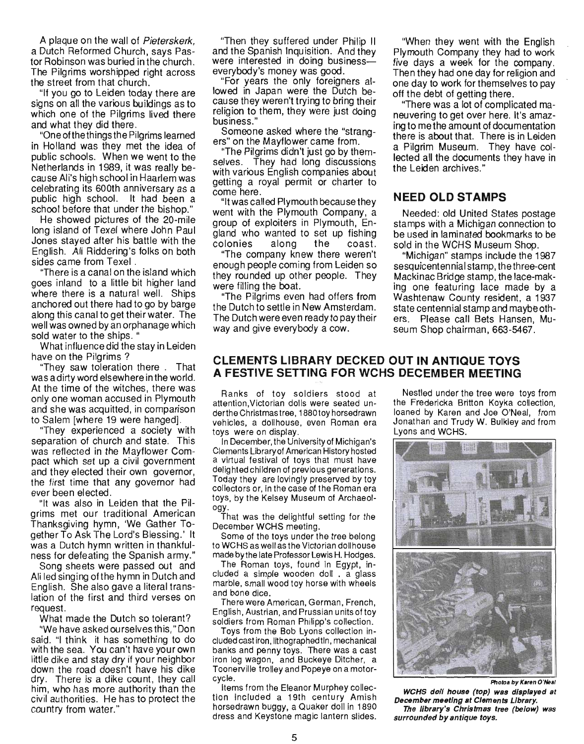A plaque on the wall of *Pieterskerk*, a Dutch Reformed Church, says Pastor Robinson was buried in the church. The Pilgrims worshipped right across the street from that church.

"If you go to Leiden today there are signs on all the various buildings as to which one of the Pilgrims lived there and what they did there.

"One of the things the Pilgrims learned in Holland was they met the idea of public schools. When we went to the Netherlands in 1989, it was really because Ali's high school in Haarlem was celebrating its 600th anniversary as a public high school. It had been a school before that under the bishop."

He showed pictures of the 20-mile long island of Texel where John Paul Jones stayed after his battle with the English. Ali Riddering's folks on both sides came from Texel.

"There is a canal on the island which goes inland to a little bit higher land where there is a natural well. Ships anchored out there had to go by barge along this canal to get their water. The well was owned by an orphanage which sold water to the ships."

What influence did the stay in Leiden have on the Pilgrims?

"They saw toleration there. That was a dirty word elsewhere in the world. At the time of the witches, there was only one woman accused in Plymouth and she was acquitted, in comparison to Salem [where 19 were hanged].

"They experienced a society with separation of church and state. This was reflected in the Mayflower Compact which set up a civil government and they elected their own governor, the first time that any governor had ever been elected.

"It was also in Leiden that the Pilgrims met our traditional American Thanksgiving hymn, 'We Gather Together To Ask The Lord's Blessing.' It was a Dutch hymn written in thankfulness for defeating the Spanish army."

Song sheets were passed out and Ali led singing of the hymn in Dutch and English. She also gave a literal translation of the first and third verses on request.

What made the Dutch so tolerant?

"We have asked ourselves this," Don said. "I think it has something to do with the sea. You can't have your own little dike and stay dry if your neighbor down the road doesn't have his dike dry. There is a dike count, they call him, who has more authority than the civil authorities. He has to protect the country from water."

"Then they suffered under Philip II and the Spanish Inquisition. And they were interested in doing business—everybody's money was good.

"For years the only foreigners allowed in Japan were the Dutch because they weren't trying to bring their religion to them, they were just doing business."

Someone asked where the "strangers" on the Mayflower came from.

"The Pilgrims didn't just go by themselves. They had long discussions with various English companies about getting a royal permit or charter to come here.

"It was called Plymouth because they went with the Plymouth Company, a group of exploiters in Plymouth, England who wanted to set up fishing colonies along the coast.

"The company knew there weren't enough people coming from Leiden so they rounded up other people. They were filling the boat.

"The Pilgrims even had offers from the Dutch to settle in New Amsterdam. The Dutch were even ready to pay their way and give everybody a cow.

"When they went with the English Plymouth Company they had to work five days a week for the company. Then they had one day for religion and one day to work for themselves to pay off the debt of getting there.

"There was a lot of complicated maneuvering to get over here. It's amazing to me the amount of documentation there is about that. There is in Leiden a Pilgrim Museum. They have collected all the documents they have in the Leiden archives."

## NEED OLD STAMPS

Needed: old United States postage stamps with a Michigan connection to be used in laminated bookmarks to be sold in the WCHS Museum Shop.

"Michigan" stamps include the 1987 sesquicentennial stamp, the three-cent Mackinac Bridge stamp, the lace-making one featuring lace made by a Washtenaw County resident, a 1937 state centennial stamp and maybe others. Please call Bets Hansen, Museum Shop chairman, 663-5467.

## CLEMENTS LIBRARY DECKED OUT IN ANTIQUE TOYS A FESTIVE SETTING FOR WCHS DECEMBER MEETING

Ranks of toy soldiers stood at attention, Victorian dolls were seated under the Christmas tree, 1880 toy horsedrawn vehicles, a dollhouse, even Roman era toys were on display.

In December, the University of Michigan's Clements Library of American History hosted a virtual festival of toys that must have delighted children of previous generations. Today they are lovingly preserved by toy collectors or, in the case of the Roman era toys, by the Kelsey Museum of Archaeology.

That was the delightful setting for the December WCHS meeting.

Some of the toys under the tree belong to WCHS as well as the Victorian dollhouse made by the late Professor Lewis H. Hodges.

The Roman toys, found in Egypt, included a simple wooden doll, a glass marble, small wood toy horse with wheels and bone dice.

There were American, German, French, English, Austrian, and Prussian units of toy soldiers from Roman Philipp's collection.

Toys from the Bob Lyons collection included cast iron, lithographed tin, mechanical banks and penny toys. There was a cast iron log wagon, and Buckeye Ditcher, a Toonerville trolley and Popeye on a motorcycle.

Items from the Eleanor Murphey collection included a 19th century Amish horsedrawn buggy, a Quaker doll in 1890 dress and Keystone magic lantern slides.

Nestled under the tree were toys from the Fredericka Britton Koyka collection, loaned by Karen and Joe O'Neal, from Jonathan and Trudy W. Bulkley and from Lyons and WCHS.

Photos by Karen O'Neal

***WCHS doll house (top) was displayed at December meeting at Clements Library.***

***The library's Christmas tree (below) was surrounded by antique toys.***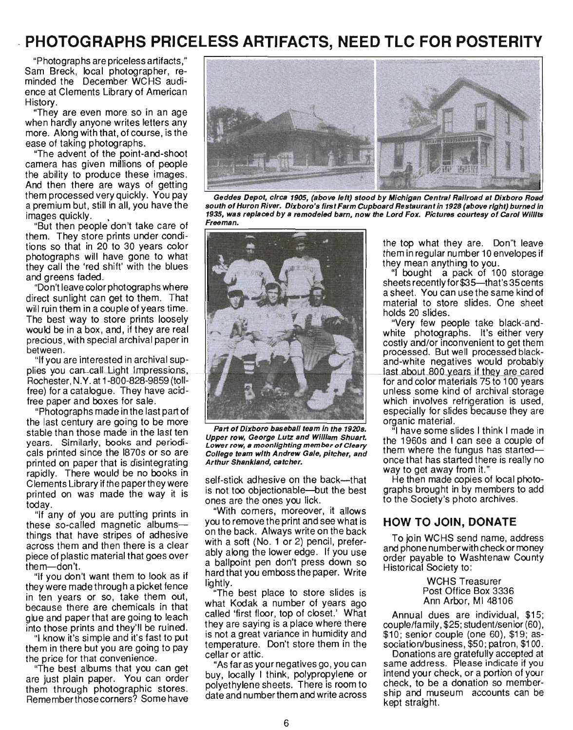# PHOTOGRAPHS PRICELESS ARTIFACTS, NEED TLC FOR POSTERITY

"Photographs are priceless artifacts," Sam Breck, local photographer, reminded the December WCHS audience at Clements Library of American History.

"They are even more so in an age when hardly anyone writes letters any more. Along with that, of course, is the ease of taking photographs.

"The advent of the point-and-shoot camera has given millions of people the ability to produce these images. And then there are ways of getting them processed very quickly. You pay a premium but, still in all, you have the images quickly.

"But then people don't take care of them. They store prints under conditions so that in 20 to 30 years color photographs will have gone to what they call the 'red shift' with the blues and greens faded.

"Don't leave color photographs where direct sunlight can get to them. That will ruin them in a couple of years time. The best way to store prints loosely would be in a box, and, if they are real precious, with special archival paper in between.

"If you are interested in archival supplies you can call Light Impressions, Rochester, N.Y. at 1-800-828-9859 (toll-free) for a catalogue. They have acid-free paper and boxes for sale.

"Photographs made in the last part of the last century are going to be more stable than those made in the last ten years. Similarly, books and periodicals printed since the 1870s or so are printed on paper that is disintegrating rapidly. There would be no books in Clements Library if the paper they were printed on was made the way it is today.

"If any of you are putting prints in these so-called magnetic albums—things that have stripes of adhesive across them and then there is a clear piece of plastic material that goes over them—don't.

"If you don't want them to look as if they were made through a picket fence in ten years or so, take them out, because there are chemicals in that glue and paper that are going to leach into those prints and they'll be ruined.

"I know it's simple and it's fast to put them in there but you are going to pay the price for that convenience.

"The best albums that you can get are just plain paper. You can order them through photographic stores. Remember those corners? Some have self-stick adhesive on the back—that is not too objectionable—but the best ones are the ones you lick.

"With corners, moreover, it allows you to remove the print and see what is on the back. Always write on the back with a soft (No. 1 or 2) pencil, preferably along the lower edge. If you use a ballpoint pen don't press down so hard that you emboss the paper. Write lightly.

"The best place to store slides is what Kodak a number of years ago called 'first floor, top of closet.' What they are saying is a place where there is not a great variance in humidity and temperature. Don't store them in the cellar or attic.

"As far as your negatives go, you can buy, locally I think, polypropylene or polyethylene sheets. There is room to date and number them and write across the top what they are. Don't leave them in regular number 10 envelopes if they mean anything to you.

"I bought a pack of 100 storage sheets recently for $35—that's 35 cents a sheet. You can use the same kind of material to store slides. One sheet holds 20 slides.

"Very few people take black-and-white photographs. It's either very costly and/or inconvenient to get them processed. But well processed black-and-white negatives would probably last about 800 years if they are cared for and color materials 75 to 100 years unless some kind of archival storage which involves refrigeration is used, especially for slides because they are organic material.

"I have some slides I think I made in the 1960s and I can see a couple of them where the fungus has started—once that has started there is really no way to get away from it."

He then made copies of local photographs brought in by members to add to the Society's photo archives.

***Geddes Depot, circa 1905, (above left) stood by Michigan Central Railroad at Dixboro Road south of Huron River. Dixboro's first Farm Cupboard Restaurant in 1928 (above right) burned in 1935, was replaced by a remodeled barn, now the Lord Fox. Pictures courtesy of Carol Willits Freeman.***

***Part of Dixboro baseball team in the 1920s. Upper row, George Lutz and William Shuart. Lower row, a moonlighting member of Cleary College team with Andrew Gale, pitcher, and Arthur Shankland, catcher.***

## HOW TO JOIN, DONATE

To join WCHS send name, address and phone number with check or money order payable to Washtenaw County Historical Society to:

WCHS Treasurer
Post Office Box 3336
Ann Arbor, MI 48106

Annual dues are individual, $15; couple/family, $25; student/senior (60), $10; senior couple (one 60), $19; association/business, $50; patron, $100.

Donations are gratefully accepted at same address. Please indicate if you intend your check, or a portion of your check, to be a donation so membership and museum accounts can be kept straight.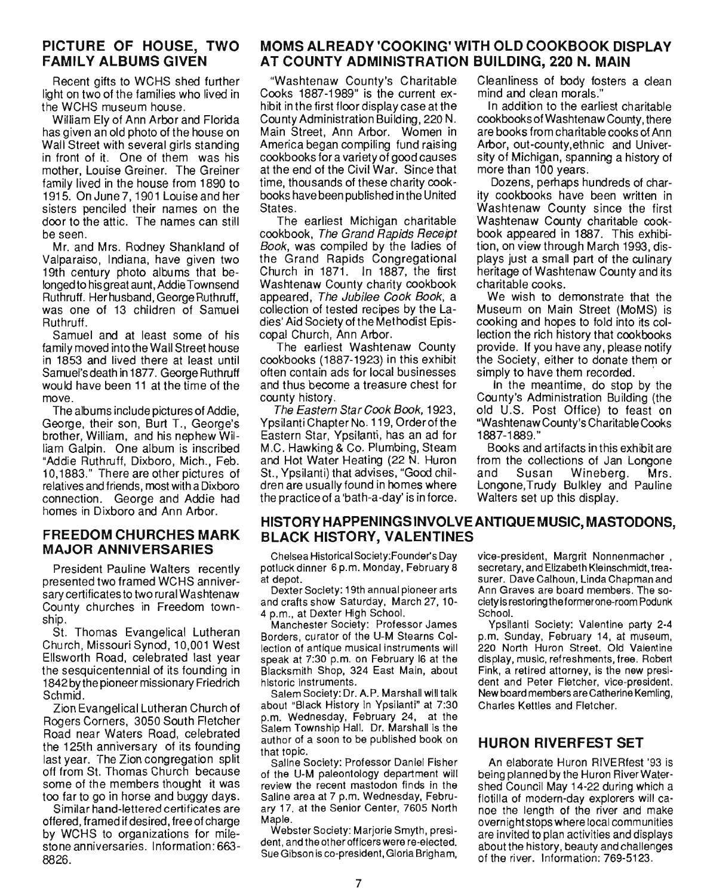## PICTURE OF HOUSE, TWO FAMILY ALBUMS GIVEN

Recent gifts to WCHS shed further light on two of the families who lived in the WCHS museum house.

William Ely of Ann Arbor and Florida has given an old photo of the house on Wall Street with several girls standing in front of it. One of them was his mother, Louise Greiner. The Greiner family lived in the house from 1890 to 1915. On June 7, 1901 Louise and her sisters penciled their names on the door to the attic. The names can still be seen.

Mr. and Mrs. Rodney Shankland of Valparaiso, Indiana, have given two 19th century photo albums that belonged to his great aunt, Addie Townsend Ruthruff. Her husband, George Ruthruff, was one of 13 children of Samuel Ruthruff.

Samuel and at least some of his family moved into the Wall Street house in 1853 and lived there at least until Samuel's death in 1877. George Ruthruff would have been 11 at the time of the move.

The albums include pictures of Addie, George, their son, Burt T., George's brother, William, and his nephew William Galpin. One album is inscribed "Addie Ruthruff, Dixboro, Mich., Feb. 10,1883." There are other pictures of relatives and friends, most with a Dixboro connection. George and Addie had homes in Dixboro and Ann Arbor.

## FREEDOM CHURCHES MARK MAJOR ANNIVERSARIES

President Pauline Walters recently presented two framed WCHS anniversary certificates to two rural Washtenaw County churches in Freedom township.

St. Thomas Evangelical Lutheran Church, Missouri Synod, 10,001 West Ellsworth Road, celebrated last year the sesquicentennial of its founding in 1842 by the pioneer missionary Friedrich Schmid.

Zion Evangelical Lutheran Church of Rogers Corners, 3050 South Fletcher Road near Waters Road, celebrated the 125th anniversary of its founding last year. The Zion congregation split off from St. Thomas Church because some of the members thought it was too far to go in horse and buggy days.

Similar hand-lettered certificates are offered, framed if desired, free of charge by WCHS to organizations for milestone anniversaries. Information: 663-8826.

## MOMS ALREADY 'COOKING' WITH OLD COOKBOOK DISPLAY AT COUNTY ADMINISTRATION BUILDING, 220 N. MAIN

"Washtenaw County's Charitable Cooks 1887-1989" is the current exhibit in the first floor display case at the County Administration Building, 220 N. Main Street, Ann Arbor. Women in America began compiling fund raising cookbooks for a variety of good causes at the end of the Civil War. Since that time, thousands of these charity cookbooks have been published in the United States.

The earliest Michigan charitable cookbook, *The Grand Rapids Receipt Book*, was compiled by the ladies of the Grand Rapids Congregational Church in 1871. In 1887, the first Washtenaw County charity cookbook appeared, *The Jubilee Cook Book*, a collection of tested recipes by the Ladies' Aid Society of the Methodist Episcopal Church, Ann Arbor.

The earliest Washtenaw County cookbooks (1887-1923) in this exhibit often contain ads for local businesses and thus become a treasure chest for county history.

*The Eastern Star Cook Book*, 1923, Ypsilanti Chapter No. 119, Order of the Eastern Star, Ypsilanti, has an ad for M.C. Hawking & Co. Plumbing, Steam and Hot Water Heating (22 N. Huron St., Ypsilanti) that advises, "Good children are usually found in homes where the practice of a 'bath-a-day' is in force. Cleanliness of body fosters a clean mind and clean morals."

In addition to the earliest charitable cookbooks of Washtenaw County, there are books from charitable cooks of Ann Arbor, out-county, ethnic and University of Michigan, spanning a history of more than 100 years.

Dozens, perhaps hundreds of charity cookbooks have been written in Washtenaw County since the first Washtenaw County charitable cookbook appeared in 1887. This exhibition, on view through March 1993, displays just a small part of the culinary heritage of Washtenaw County and its charitable cooks.

We wish to demonstrate that the Museum on Main Street (MoMS) is cooking and hopes to fold into its collection the rich history that cookbooks provide. If you have any, please notify the Society, either to donate them or simply to have them recorded.

In the meantime, do stop by the County's Administration Building (the old U.S. Post Office) to feast on "Washtenaw County's Charitable Cooks 1887-1889."

Books and artifacts in this exhibit are from the collections of Jan Longone and Susan Wineberg. Mrs. Longone, Trudy Bulkley and Pauline Walters set up this display.

## HISTORY HAPPENINGS INVOLVE ANTIQUE MUSIC, MASTODONS, BLACK HISTORY, VALENTINES

Chelsea Historical Society: Founder's Day potluck dinner 6 p.m. Monday, February 8 at depot.

Dexter Society: 19th annual pioneer arts and crafts show Saturday, March 27, 10-4 p.m., at Dexter High School.

Manchester Society: Professor James Borders, curator of the U-M Stearns Collection of antique musical instruments will speak at 7:30 p.m. on February 16 at the Blacksmith Shop, 324 East Main, about historic instruments.

Salem Society: Dr. A.P. Marshall will talk about "Black History In Ypsilanti" at 7:30 p.m. Wednesday, February 24, at the Salem Township Hall. Dr. Marshall is the author of a soon to be published book on that topic.

Saline Society: Professor Daniel Fisher of the U-M paleontology department will review the recent mastodon finds in the Saline area at 7 p.m. Wednesday, February 17, at the Senior Center, 7605 North Maple.

Webster Society: Marjorie Smyth, president, and the other officers were re-elected. Sue Gibson is co-president, Gloria Brigham, vice-president, Margrit Nonnenmacher, secretary, and Elizabeth Kleinschmidt, treasurer. Dave Calhoun, Linda Chapman and Ann Graves are board members. The society is restoring the former one-room Podunk School.

Ypsilanti Society: Valentine party 2-4 p.m. Sunday, February 14, at museum, 220 North Huron Street. Old Valentine display, music, refreshments, free. Robert Fink, a retired attorney, is the new president and Peter Fletcher, vice-president. New board members are Catherine Kemling, Charles Kettles and Fletcher.

## HURON RIVERFEST SET

An elaborate Huron RIVERfest '93 is being planned by the Huron River Watershed Council May 14-22 during which a flotilla of modern-day explorers will canoe the length of the river and make overnight stops where local communities are invited to plan activities and displays about the history, beauty and challenges of the river. Information: 769-5123.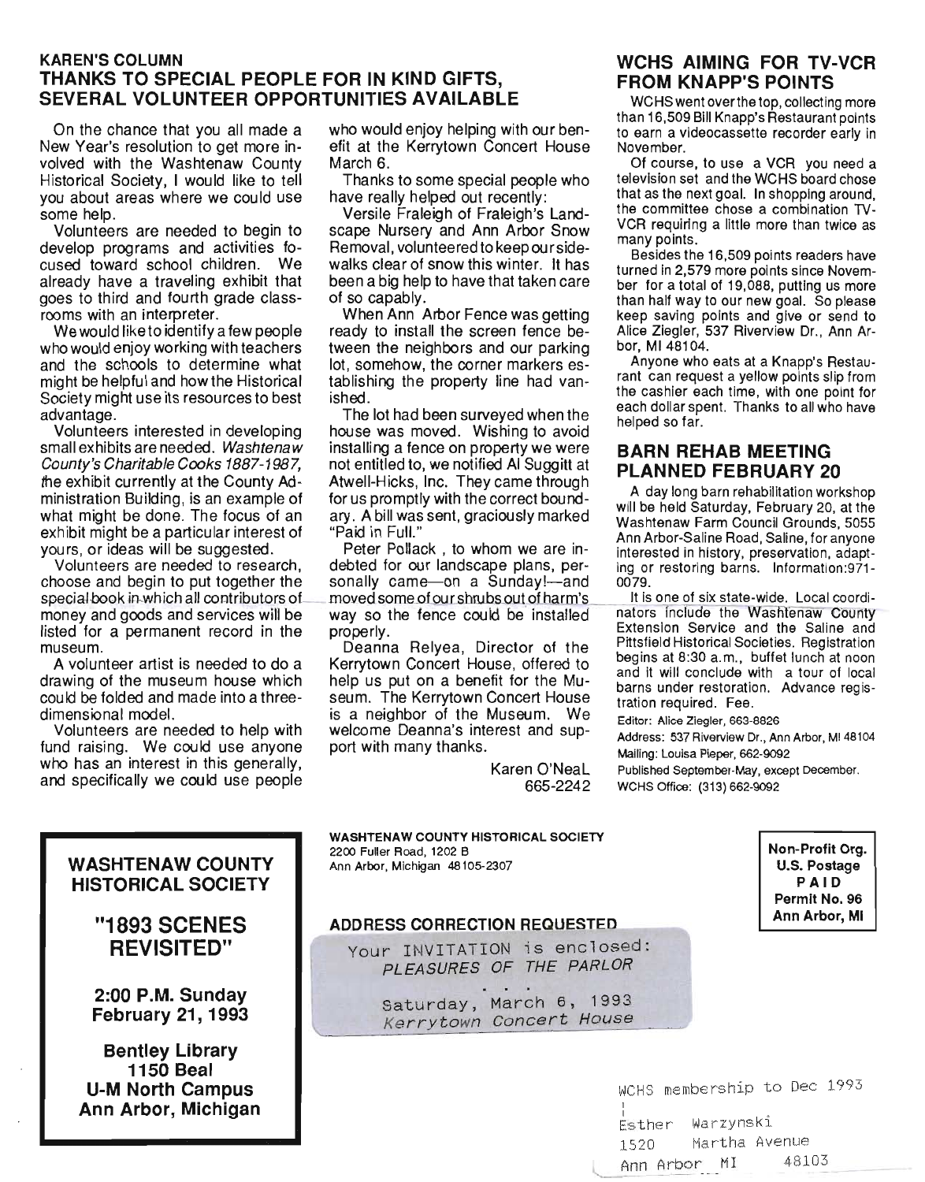KAREN'S COLUMN

## THANKS TO SPECIAL PEOPLE FOR IN KIND GIFTS, SEVERAL VOLUNTEER OPPORTUNITIES AVAILABLE

On the chance that you all made a New Year's resolution to get more involved with the Washtenaw County Historical Society, I would like to tell you about areas where we could use some help.

Volunteers are needed to begin to develop programs and activities focused toward school children. We already have a traveling exhibit that goes to third and fourth grade classrooms with an interpreter.

We would like to identify a few people who would enjoy working with teachers and the schools to determine what might be helpful and how the Historical Society might use its resources to best advantage.

Volunteers interested in developing small exhibits are needed. *Washtenaw County's Charitable Cooks 1887-1987*, the exhibit currently at the County Administration Building, is an example of what might be done. The focus of an exhibit might be a particular interest of yours, or ideas will be suggested.

Volunteers are needed to research, choose and begin to put together the special book in which all contributors of money and goods and services will be listed for a permanent record in the museum.

A volunteer artist is needed to do a drawing of the museum house which could be folded and made into a three-dimensional model.

Volunteers are needed to help with fund raising. We could use anyone who has an interest in this generally, and specifically we could use people who would enjoy helping with our benefit at the Kerrytown Concert House March 6.

Thanks to some special people who have really helped out recently:

Versile Fraleigh of Fraleigh's Landscape Nursery and Ann Arbor Snow Removal, volunteered to keep our sidewalks clear of snow this winter. It has been a big help to have that taken care of so capably.

When Ann Arbor Fence was getting ready to install the screen fence between the neighbors and our parking lot, somehow, the corner markers establishing the property line had vanished.

The lot had been surveyed when the house was moved. Wishing to avoid installing a fence on property we were not entitled to, we notified Al Suggitt at Atwell-Hicks, Inc. They came through for us promptly with the correct boundary. A bill was sent, graciously marked "Paid in Full."

Peter Pollack, to whom we are indebted for our landscape plans, personally came—on a Sunday!—and moved some of our shrubs out of harm's way so the fence could be installed properly.

Deanna Relyea, Director of the Kerrytown Concert House, offered to help us put on a benefit for the Museum. The Kerrytown Concert House is a neighbor of the Museum. We welcome Deanna's interest and support with many thanks.

Karen O'NeaL
665-2242

## WCHS AIMING FOR TV-VCR FROM KNAPP'S POINTS

WCHS went over the top, collecting more than 16,509 Bill Knapp's Restaurant points to earn a videocassette recorder early in November.

Of course, to use a VCR you need a television set and the WCHS board chose that as the next goal. In shopping around, the committee chose a combination TV-VCR requiring a little more than twice as many points.

Besides the 16,509 points readers have turned in 2,579 more points since November for a total of 19,088, putting us more than half way to our new goal. So please keep saving points and give or send to Alice Ziegler, 537 Riverview Dr., Ann Arbor, MI 48104.

Anyone who eats at a Knapp's Restaurant can request a yellow points slip from the cashier each time, with one point for each dollar spent. Thanks to all who have helped so far.

## BARN REHAB MEETING PLANNED FEBRUARY 20

A day long barn rehabilitation workshop will be held Saturday, February 20, at the Washtenaw Farm Council Grounds, 5055 Ann Arbor-Saline Road, Saline, for anyone interested in history, preservation, adapting or restoring barns. Information: 971-0079.

It is one of six state-wide. Local coordinators include the Washtenaw County Extension Service and the Saline and Pittsfield Historical Societies. Registration begins at 8:30 a.m., buffet lunch at noon and it will conclude with a tour of local barns under restoration. Advance registration required. Fee.

Editor: Alice Ziegler, 663-8826
Address: 537 Riverview Dr., Ann Arbor, MI 48104
Mailing: Louisa Pieper, 662-9092
Published September-May, except December.
WCHS Office: (313) 662-9092

**WASHTENAW COUNTY HISTORICAL SOCIETY**

**"1893 SCENES REVISITED"**

**2:00 P.M. Sunday February 21, 1993**

**Bentley Library**
**1150 Beal**
**U-M North Campus**
**Ann Arbor, Michigan**

WASHTENAW COUNTY HISTORICAL SOCIETY
2200 Fuller Road, 1202 B
Ann Arbor, Michigan 48105-2307

ADDRESS CORRECTION REQUESTED

Non-Profit Org.
U.S. Postage
PAID
Permit No. 96
Ann Arbor, MI

Your INVITATION is enclosed:
*PLEASURES OF THE PARLOR*
. . .
Saturday, March 6, 1993
*Kerrytown Concert House*

WCHS membership to Dec 1993

Esther Warzynski
1520 Martha Avenue
Ann Arbor MI 48103